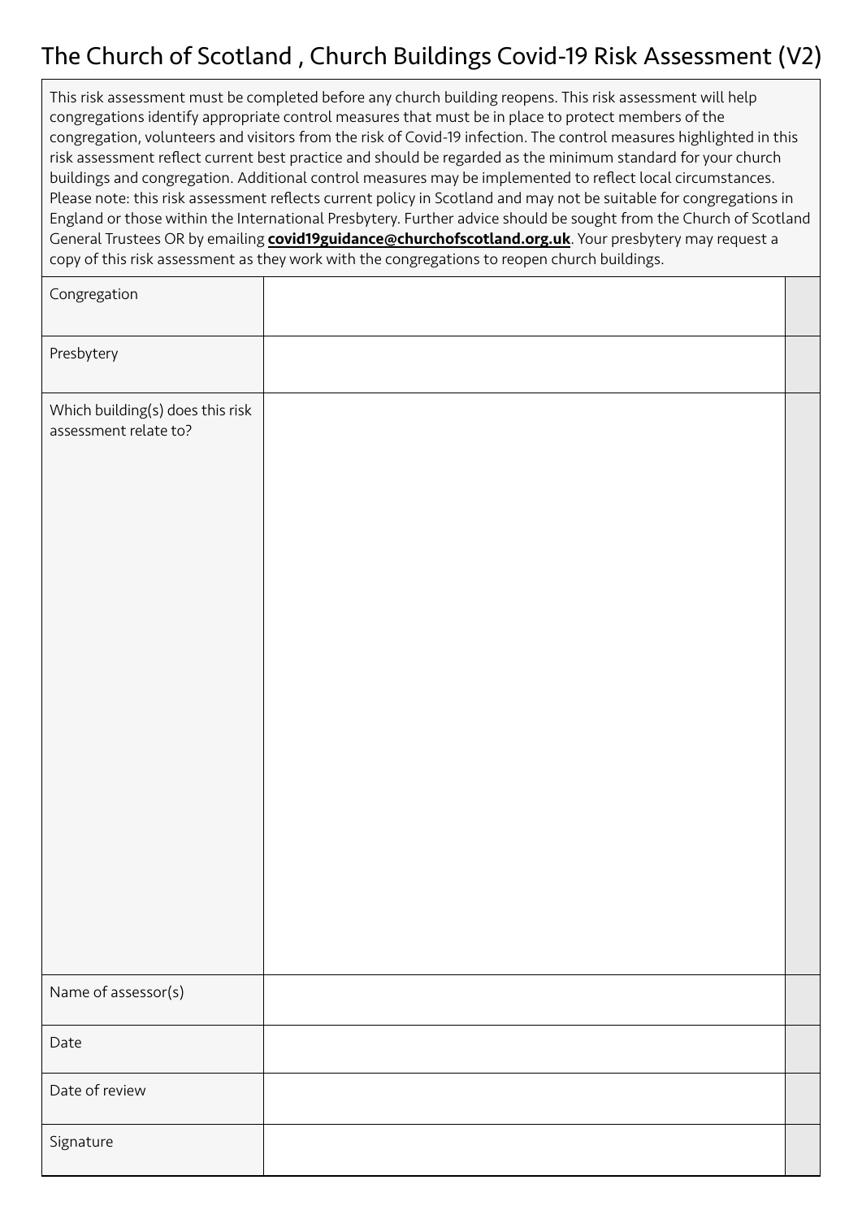# The Church of Scotland , Church Buildings Covid-19 Risk Assessment (V2)

This risk assessment must be completed before any church building reopens. This risk assessment will help congregations identify appropriate control measures that must be in place to protect members of the congregation, volunteers and visitors from the risk of Covid-19 infection. The control measures highlighted in this risk assessment reflect current best practice and should be regarded as the minimum standard for your church buildings and congregation. Additional control measures may be implemented to reflect local circumstances. Please note: this risk assessment reflects current policy in Scotland and may not be suitable for congregations in England or those within the International Presbytery. Further advice should be sought from the Church of Scotland General Trustees OR by emailing **covid19guidance@churchofscotland.org.uk**. Your presbytery may request a copy of this risk assessment as they work with the congregations to reopen church buildings.

| | | |
|---|---|---|
| Congregation | | |
| Presbytery | | |
| Which building(s) does this risk assessment relate to? | | |
| Name of assessor(s) | | |
| Date | | |
| Date of review | | |
| Signature | | |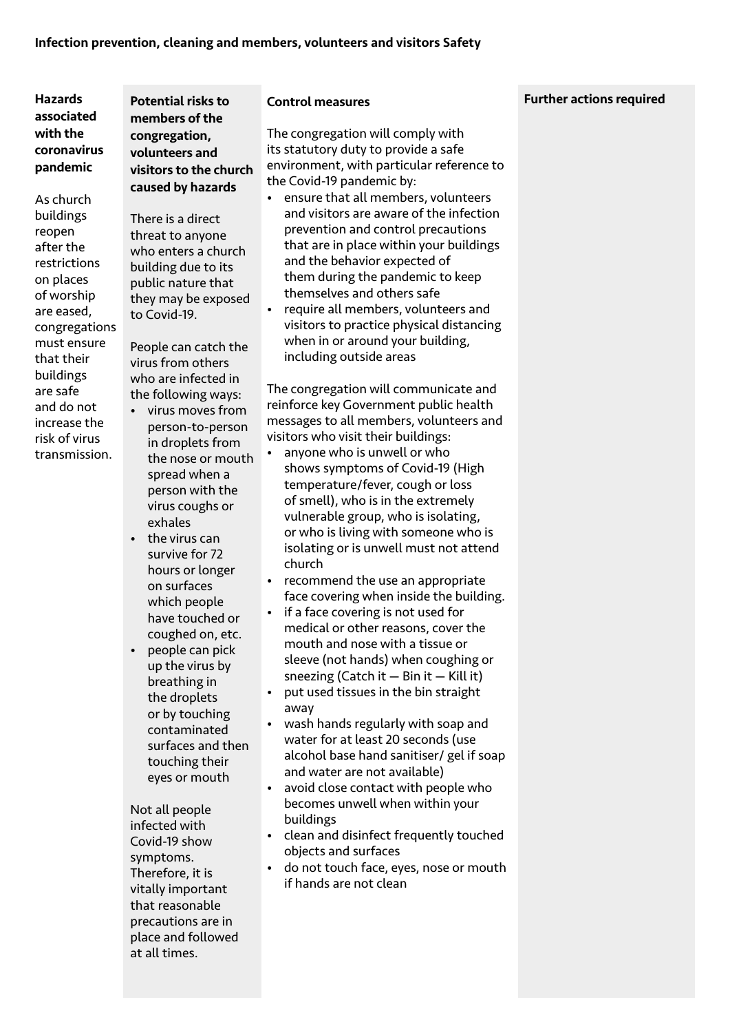**Infection prevention, cleaning and members, volunteers and visitors Safety**

| Hazards associated with the coronavirus pandemic | Potential risks to members of the congregation, volunteers and visitors to the church caused by hazards | Control measures | Further actions required |
|---|---|---|---|
| As church buildings reopen after the restrictions on places of worship are eased, congregations must ensure that their buildings are safe and do not increase the risk of virus transmission. | There is a direct threat to anyone who enters a church building due to its public nature that they may be exposed to Covid-19.<br><br>People can catch the virus from others who are infected in the following ways:<br>• virus moves from person-to-person in droplets from the nose or mouth spread when a person with the virus coughs or exhales<br>• the virus can survive for 72 hours or longer on surfaces which people have touched or coughed on, etc.<br>• people can pick up the virus by breathing in the droplets or by touching contaminated surfaces and then touching their eyes or mouth<br><br>Not all people infected with Covid-19 show symptoms. Therefore, it is vitally important that reasonable precautions are in place and followed at all times. | The congregation will comply with its statutory duty to provide a safe environment, with particular reference to the Covid-19 pandemic by:<br>• ensure that all members, volunteers and visitors are aware of the infection prevention and control precautions that are in place within your buildings and the behavior expected of them during the pandemic to keep themselves and others safe<br>• require all members, volunteers and visitors to practice physical distancing when in or around your building, including outside areas<br><br>The congregation will communicate and reinforce key Government public health messages to all members, volunteers and visitors who visit their buildings:<br>• anyone who is unwell or who shows symptoms of Covid-19 (High temperature/fever, cough or loss of smell), who is in the extremely vulnerable group, who is isolating, or who is living with someone who is isolating or is unwell must not attend church<br>• recommend the use an appropriate face covering when inside the building.<br>• if a face covering is not used for medical or other reasons, cover the mouth and nose with a tissue or sleeve (not hands) when coughing or sneezing (Catch it — Bin it — Kill it)<br>• put used tissues in the bin straight away<br>• wash hands regularly with soap and water for at least 20 seconds (use alcohol base hand sanitiser/ gel if soap and water are not available)<br>• avoid close contact with people who becomes unwell when within your buildings<br>• clean and disinfect frequently touched objects and surfaces<br>• do not touch face, eyes, nose or mouth if hands are not clean | |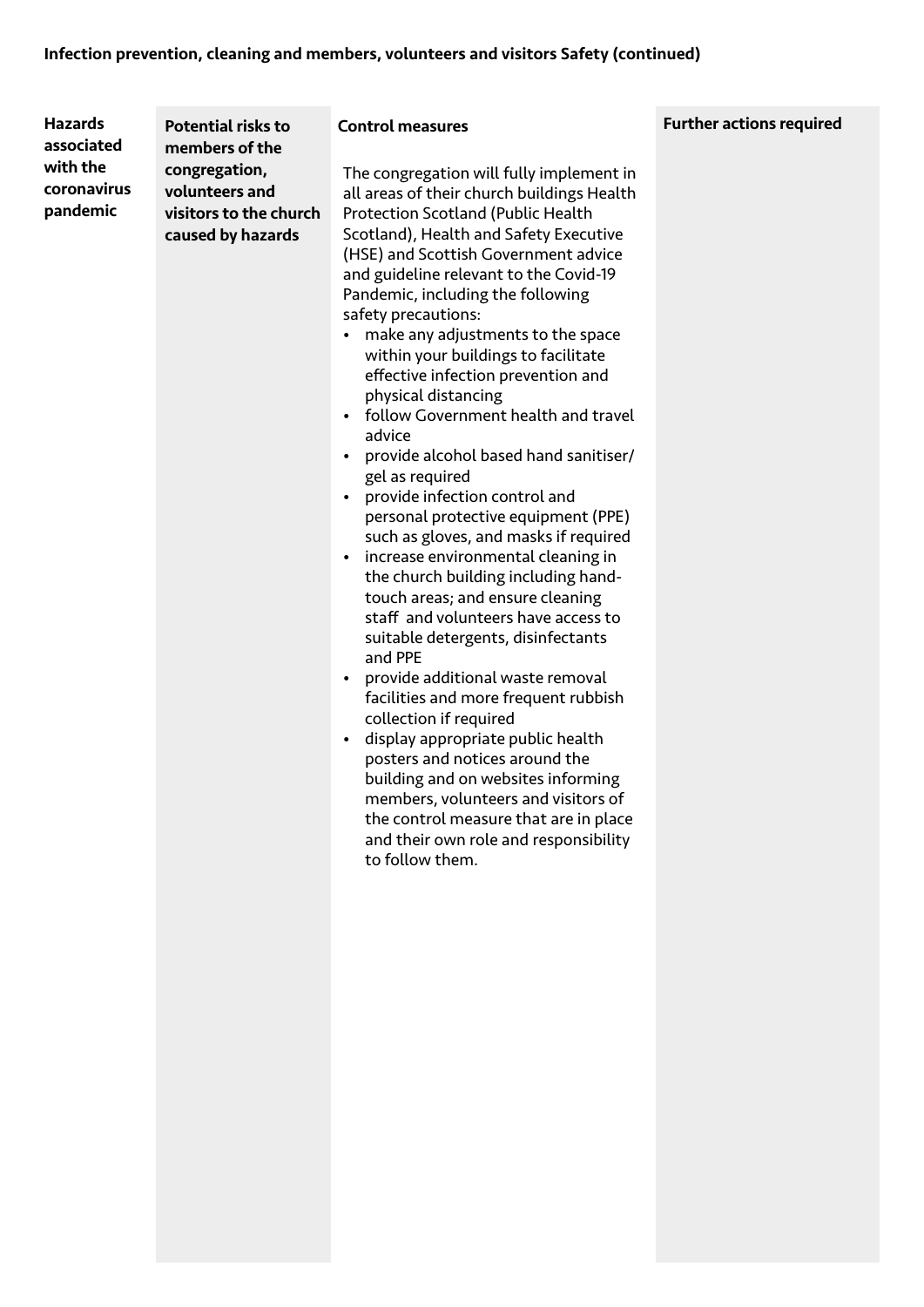**Infection prevention, cleaning and members, volunteers and visitors Safety (continued)**

| Hazards associated with the coronavirus pandemic | Potential risks to members of the congregation, volunteers and visitors to the church caused by hazards | Control measures | Further actions required |
|---|---|---|---|
| | | The congregation will fully implement in all areas of their church buildings Health Protection Scotland (Public Health Scotland), Health and Safety Executive (HSE) and Scottish Government advice and guideline relevant to the Covid-19 Pandemic, including the following safety precautions:<br>• make any adjustments to the space within your buildings to facilitate effective infection prevention and physical distancing<br>• follow Government health and travel advice<br>• provide alcohol based hand sanitiser/ gel as required<br>• provide infection control and personal protective equipment (PPE) such as gloves, and masks if required<br>• increase environmental cleaning in the church building including hand-touch areas; and ensure cleaning staff and volunteers have access to suitable detergents, disinfectants and PPE<br>• provide additional waste removal facilities and more frequent rubbish collection if required<br>• display appropriate public health posters and notices around the building and on websites informing members, volunteers and visitors of the control measure that are in place and their own role and responsibility to follow them. | |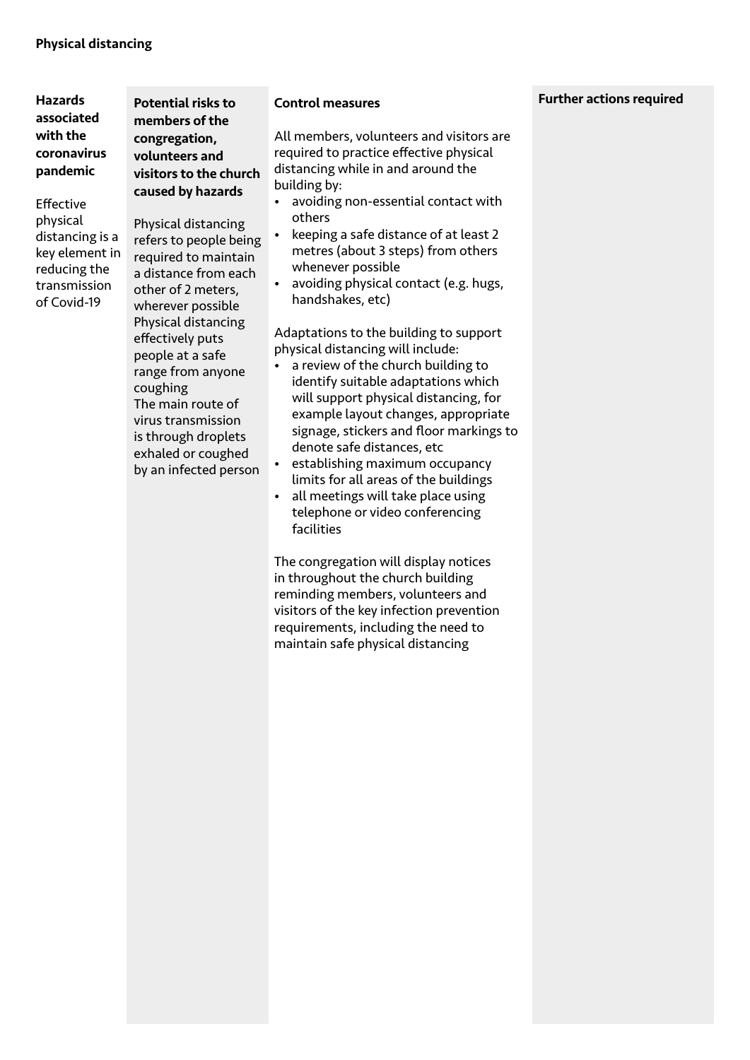**Physical distancing**

| Hazards associated with the coronavirus pandemic | Potential risks to members of the congregation, volunteers and visitors to the church caused by hazards | Control measures | Further actions required |
| --- | --- | --- | --- |
| Effective physical distancing is a key element in reducing the transmission of Covid-19 | Physical distancing refers to people being required to maintain a distance from each other of 2 meters, wherever possible<br>Physical distancing effectively puts people at a safe range from anyone coughing<br>The main route of virus transmission is through droplets exhaled or coughed by an infected person | All members, volunteers and visitors are required to practice effective physical distancing while in and around the building by:<br>• avoiding non-essential contact with others<br>• keeping a safe distance of at least 2 metres (about 3 steps) from others whenever possible<br>• avoiding physical contact (e.g. hugs, handshakes, etc)<br><br>Adaptations to the building to support physical distancing will include:<br>• a review of the church building to identify suitable adaptations which will support physical distancing, for example layout changes, appropriate signage, stickers and floor markings to denote safe distances, etc<br>• establishing maximum occupancy limits for all areas of the buildings<br>• all meetings will take place using telephone or video conferencing facilities<br><br>The congregation will display notices in throughout the church building reminding members, volunteers and visitors of the key infection prevention requirements, including the need to maintain safe physical distancing | |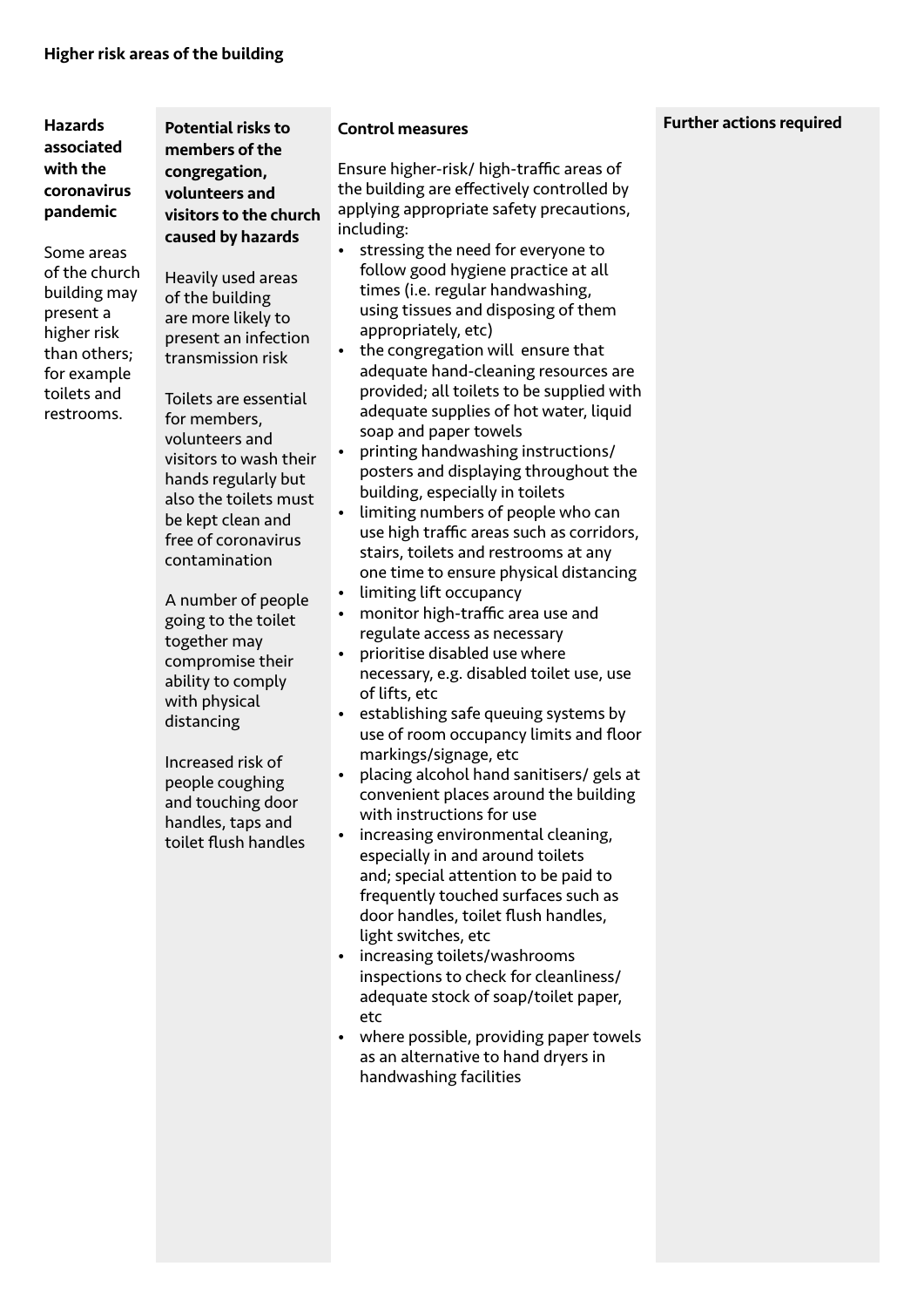**Higher risk areas of the building**

| Hazards associated with the coronavirus pandemic | Potential risks to members of the congregation, volunteers and visitors to the church caused by hazards | Control measures | Further actions required |
|---|---|---|---|
| Some areas of the church building may present a higher risk than others; for example toilets and restrooms. | Heavily used areas of the building are more likely to present an infection transmission risk<br><br>Toilets are essential for members, volunteers and visitors to wash their hands regularly but also the toilets must be kept clean and free of coronavirus contamination<br><br>A number of people going to the toilet together may compromise their ability to comply with physical distancing<br><br>Increased risk of people coughing and touching door handles, taps and toilet flush handles | Ensure higher-risk/ high-traffic areas of the building are effectively controlled by applying appropriate safety precautions, including:<br>• stressing the need for everyone to follow good hygiene practice at all times (i.e. regular handwashing, using tissues and disposing of them appropriately, etc)<br>• the congregation will ensure that adequate hand-cleaning resources are provided; all toilets to be supplied with adequate supplies of hot water, liquid soap and paper towels<br>• printing handwashing instructions/ posters and displaying throughout the building, especially in toilets<br>• limiting numbers of people who can use high traffic areas such as corridors, stairs, toilets and restrooms at any one time to ensure physical distancing<br>• limiting lift occupancy<br>• monitor high-traffic area use and regulate access as necessary<br>• prioritise disabled use where necessary, e.g. disabled toilet use, use of lifts, etc<br>• establishing safe queuing systems by use of room occupancy limits and floor markings/signage, etc<br>• placing alcohol hand sanitisers/ gels at convenient places around the building with instructions for use<br>• increasing environmental cleaning, especially in and around toilets and; special attention to be paid to frequently touched surfaces such as door handles, toilet flush handles, light switches, etc<br>• increasing toilets/washrooms inspections to check for cleanliness/ adequate stock of soap/toilet paper, etc<br>• where possible, providing paper towels as an alternative to hand dryers in handwashing facilities | |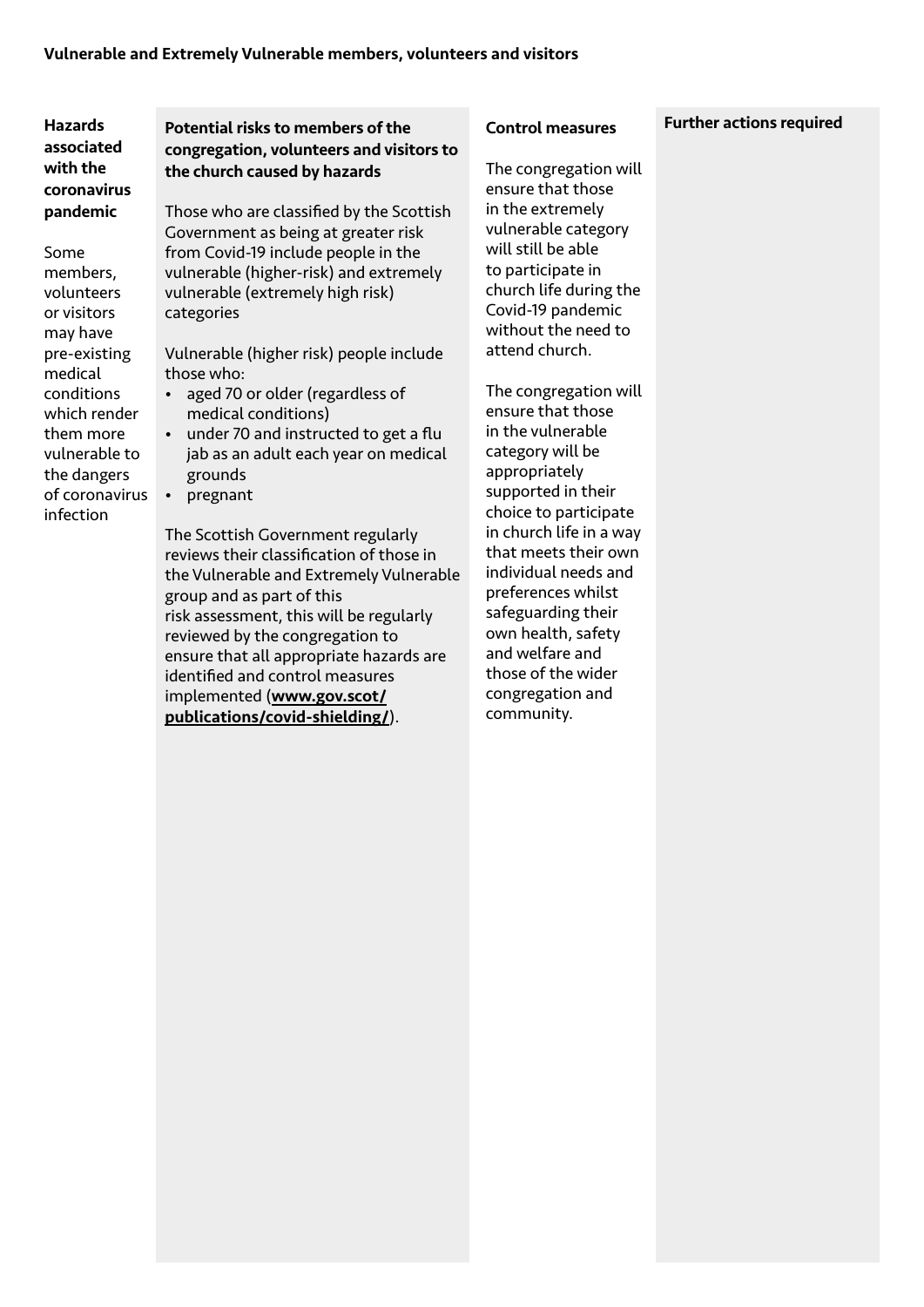**Vulnerable and Extremely Vulnerable members, volunteers and visitors**

| Hazards associated with the coronavirus pandemic | Potential risks to members of the congregation, volunteers and visitors to the church caused by hazards | Control measures | Further actions required |
|---|---|---|---|
| Some members, volunteers or visitors may have pre-existing medical conditions which render them more vulnerable to the dangers of coronavirus infection | Those who are classified by the Scottish Government as being at greater risk from Covid-19 include people in the vulnerable (higher-risk) and extremely vulnerable (extremely high risk) categories<br><br>Vulnerable (higher risk) people include those who:<br>• aged 70 or older (regardless of medical conditions)<br>• under 70 and instructed to get a flu jab as an adult each year on medical grounds<br>• pregnant<br><br>The Scottish Government regularly reviews their classification of those in the Vulnerable and Extremely Vulnerable group and as part of this risk assessment, this will be regularly reviewed by the congregation to ensure that all appropriate hazards are identified and control measures implemented (**www.gov.scot/publications/covid-shielding/**). | The congregation will ensure that those in the extremely vulnerable category will still be able to participate in church life during the Covid-19 pandemic without the need to attend church.<br><br>The congregation will ensure that those in the vulnerable category will be appropriately supported in their choice to participate in church life in a way that meets their own individual needs and preferences whilst safeguarding their own health, safety and welfare and those of the wider congregation and community. | |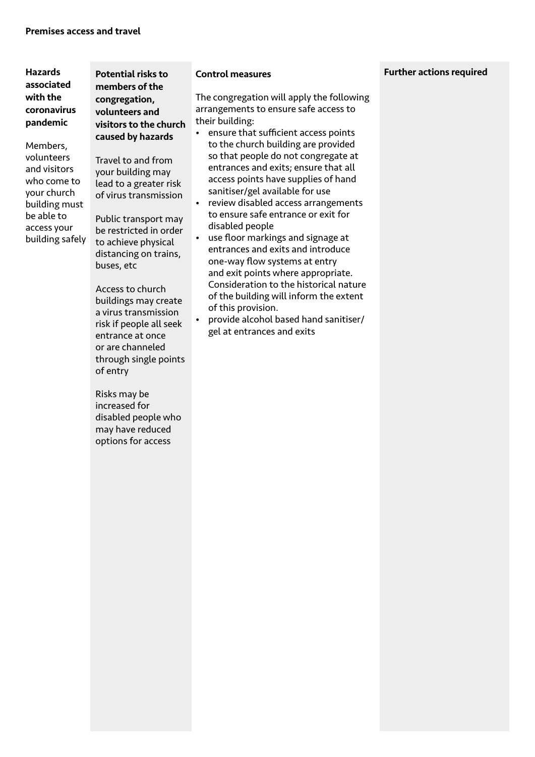**Premises access and travel**

| Hazards associated with the coronavirus pandemic | Potential risks to members of the congregation, volunteers and visitors to the church caused by hazards | Control measures | Further actions required |
|---|---|---|---|
| Members, volunteers and visitors who come to your church building must be able to access your building safely | Travel to and from your building may lead to a greater risk of virus transmission<br><br>Public transport may be restricted in order to achieve physical distancing on trains, buses, etc<br><br>Access to church buildings may create a virus transmission risk if people all seek entrance at once or are channeled through single points of entry<br><br>Risks may be increased for disabled people who may have reduced options for access | The congregation will apply the following arrangements to ensure safe access to their building:<br>• ensure that sufficient access points to the church building are provided so that people do not congregate at entrances and exits; ensure that all access points have supplies of hand sanitiser/gel available for use<br>• review disabled access arrangements to ensure safe entrance or exit for disabled people<br>• use floor markings and signage at entrances and exits and introduce one-way flow systems at entry and exit points where appropriate. Consideration to the historical nature of the building will inform the extent of this provision.<br>• provide alcohol based hand sanitiser/gel at entrances and exits | |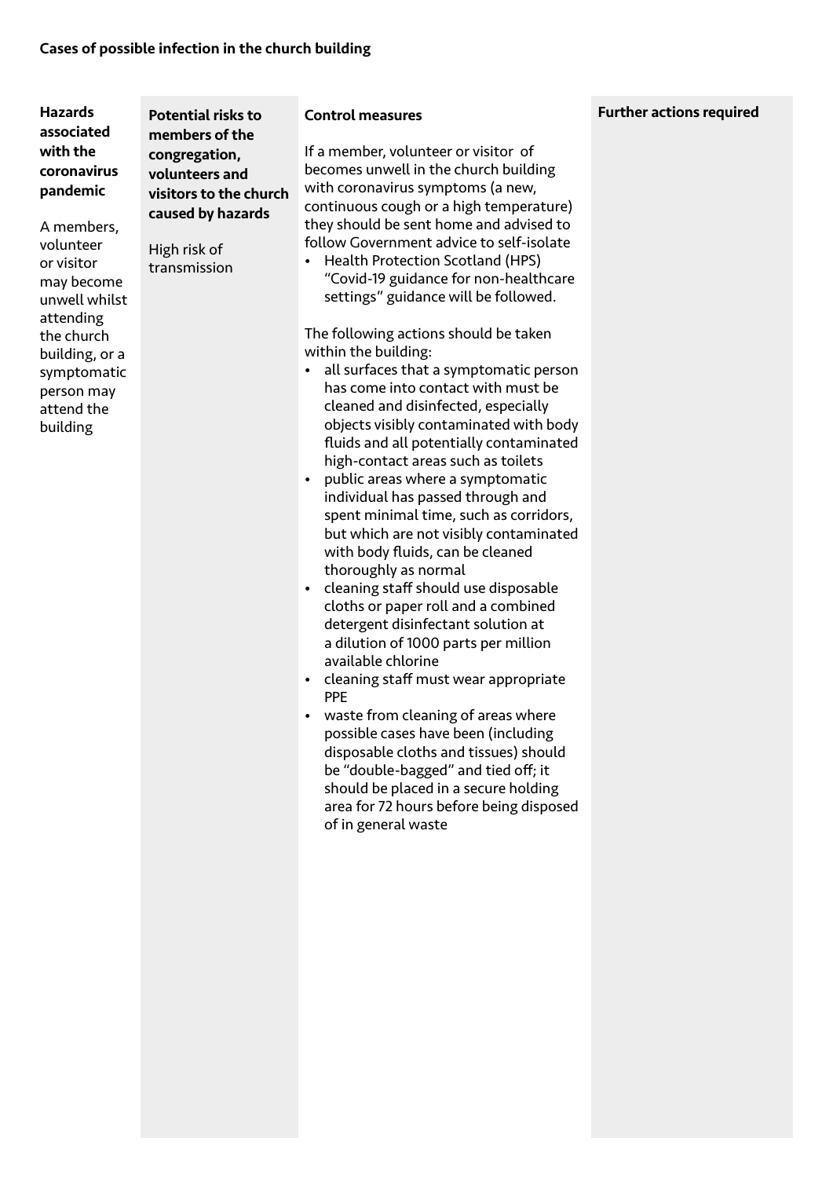**Cases of possible infection in the church building**

| Hazards associated with the coronavirus pandemic | Potential risks to members of the congregation, volunteers and visitors to the church caused by hazards | Control measures | Further actions required |
|---|---|---|---|
| A members, volunteer or visitor may become unwell whilst attending the church building, or a symptomatic person may attend the building | High risk of transmission | If a member, volunteer or visitor of becomes unwell in the church building with coronavirus symptoms (a new, continuous cough or a high temperature) they should be sent home and advised to follow Government advice to self-isolate<br>• Health Protection Scotland (HPS) "Covid-19 guidance for non-healthcare settings" guidance will be followed.<br><br>The following actions should be taken within the building:<br>• all surfaces that a symptomatic person has come into contact with must be cleaned and disinfected, especially objects visibly contaminated with body fluids and all potentially contaminated high-contact areas such as toilets<br>• public areas where a symptomatic individual has passed through and spent minimal time, such as corridors, but which are not visibly contaminated with body fluids, can be cleaned thoroughly as normal<br>• cleaning staff should use disposable cloths or paper roll and a combined detergent disinfectant solution at a dilution of 1000 parts per million available chlorine<br>• cleaning staff must wear appropriate PPE<br>• waste from cleaning of areas where possible cases have been (including disposable cloths and tissues) should be "double-bagged" and tied off; it should be placed in a secure holding area for 72 hours before being disposed of in general waste | |